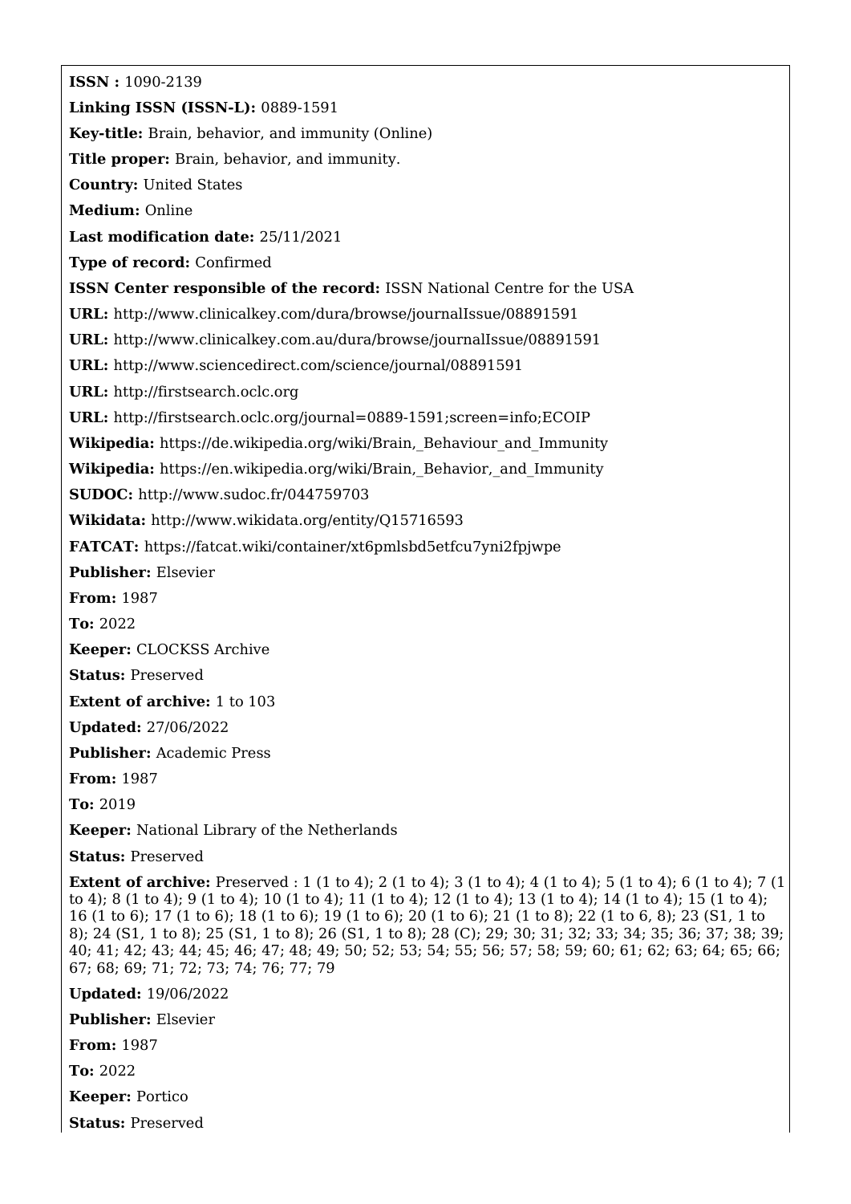**ISSN :** 1090-2139

**Linking ISSN (ISSN-L):** 0889-1591

**Key-title:** Brain, behavior, and immunity (Online)

**Title proper:** Brain, behavior, and immunity.

**Country:** United States

**Medium:** Online

**Last modification date:** 25/11/2021

**Type of record:** Confirmed

**ISSN Center responsible of the record:** ISSN National Centre for the USA

**URL:** http://www.clinicalkey.com/dura/browse/journalIssue/08891591

**URL:** http://www.clinicalkey.com.au/dura/browse/journalIssue/08891591

**URL:** http://www.sciencedirect.com/science/journal/08891591

**URL:** http://firstsearch.oclc.org

**URL:** http://firstsearch.oclc.org/journal=0889-1591;screen=info;ECOIP

**Wikipedia:** https://de.wikipedia.org/wiki/Brain,_Behaviour_and_Immunity

**Wikipedia:** https://en.wikipedia.org/wiki/Brain,_Behavior,_and_Immunity

**SUDOC:** http://www.sudoc.fr/044759703

**Wikidata:** http://www.wikidata.org/entity/Q15716593

**FATCAT:** https://fatcat.wiki/container/xt6pmlsbd5etfcu7yni2fpjwpe

**Publisher:** Elsevier

**From:** 1987

**To:** 2022

**Keeper:** CLOCKSS Archive

**Status:** Preserved

**Extent of archive:** 1 to 103

**Updated:** 27/06/2022

**Publisher:** Academic Press

**From:** 1987

**To:** 2019

**Keeper:** National Library of the Netherlands

**Status:** Preserved

**Extent of archive:** Preserved : 1 (1 to 4); 2 (1 to 4); 3 (1 to 4); 4 (1 to 4); 5 (1 to 4); 6 (1 to 4); 7 (1 to 4); 8 (1 to 4); 9 (1 to 4); 10 (1 to 4); 11 (1 to 4); 12 (1 to 4); 13 (1 to 4); 14 (1 to 4); 15 (1 to 4); 16 (1 to 6); 17 (1 to 6); 18 (1 to 6); 19 (1 to 6); 20 (1 to 6); 21 (1 to 8); 22 (1 to 6, 8); 23 (S1, 1 to 8); 24 (S1, 1 to 8); 25 (S1, 1 to 8); 26 (S1, 1 to 8); 28 (C); 29; 30; 31; 32; 33; 34; 35; 36; 37; 38; 39; 40; 41; 42; 43; 44; 45; 46; 47; 48; 49; 50; 52; 53; 54; 55; 56; 57; 58; 59; 60; 61; 62; 63; 64; 65; 66; 67; 68; 69; 71; 72; 73; 74; 76; 77; 79

**Updated:** 19/06/2022

**Publisher:** Elsevier

**From:** 1987

**To:** 2022

**Keeper:** Portico

**Status:** Preserved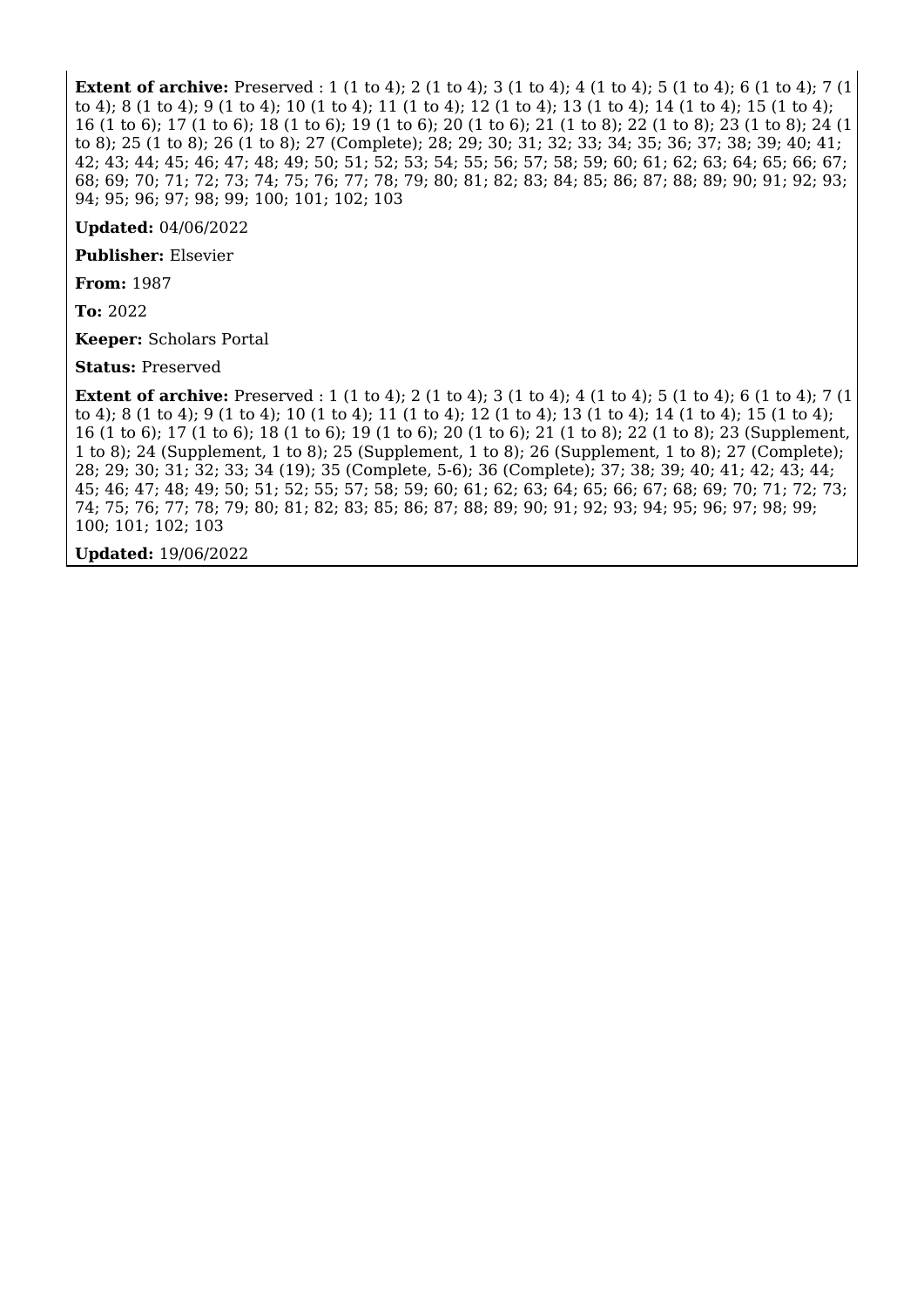**Extent of archive:** Preserved : 1 (1 to 4); 2 (1 to 4); 3 (1 to 4); 4 (1 to 4); 5 (1 to 4); 6 (1 to 4); 7 (1 to 4); 8 (1 to 4); 9 (1 to 4); 10 (1 to 4); 11 (1 to 4); 12 (1 to 4); 13 (1 to 4); 14 (1 to 4); 15 (1 to 4); 16 (1 to 6); 17 (1 to 6); 18 (1 to 6); 19 (1 to 6); 20 (1 to 6); 21 (1 to 8); 22 (1 to 8); 23 (1 to 8); 24 (1 to 8); 25 (1 to 8); 26 (1 to 8); 27 (Complete); 28; 29; 30; 31; 32; 33; 34; 35; 36; 37; 38; 39; 40; 41; 42; 43; 44; 45; 46; 47; 48; 49; 50; 51; 52; 53; 54; 55; 56; 57; 58; 59; 60; 61; 62; 63; 64; 65; 66; 67; 68; 69; 70; 71; 72; 73; 74; 75; 76; 77; 78; 79; 80; 81; 82; 83; 84; 85; 86; 87; 88; 89; 90; 91; 92; 93; 94; 95; 96; 97; 98; 99; 100; 101; 102; 103

**Updated:** 04/06/2022

**Publisher:** Elsevier

**From:** 1987

**To:** 2022

**Keeper:** Scholars Portal

**Status:** Preserved

**Extent of archive:** Preserved : 1 (1 to 4); 2 (1 to 4); 3 (1 to 4); 4 (1 to 4); 5 (1 to 4); 6 (1 to 4); 7 (1 to 4); 8 (1 to 4); 9 (1 to 4); 10 (1 to 4); 11 (1 to 4); 12 (1 to 4); 13 (1 to 4); 14 (1 to 4); 15 (1 to 4); 16 (1 to 6); 17 (1 to 6); 18 (1 to 6); 19 (1 to 6); 20 (1 to 6); 21 (1 to 8); 22 (1 to 8); 23 (Supplement, 1 to 8); 24 (Supplement, 1 to 8); 25 (Supplement, 1 to 8); 26 (Supplement, 1 to 8); 27 (Complete); 28; 29; 30; 31; 32; 33; 34 (19); 35 (Complete, 5-6); 36 (Complete); 37; 38; 39; 40; 41; 42; 43; 44; 45; 46; 47; 48; 49; 50; 51; 52; 55; 57; 58; 59; 60; 61; 62; 63; 64; 65; 66; 67; 68; 69; 70; 71; 72; 73; 74; 75; 76; 77; 78; 79; 80; 81; 82; 83; 85; 86; 87; 88; 89; 90; 91; 92; 93; 94; 95; 96; 97; 98; 99; 100; 101; 102; 103

**Updated:** 19/06/2022